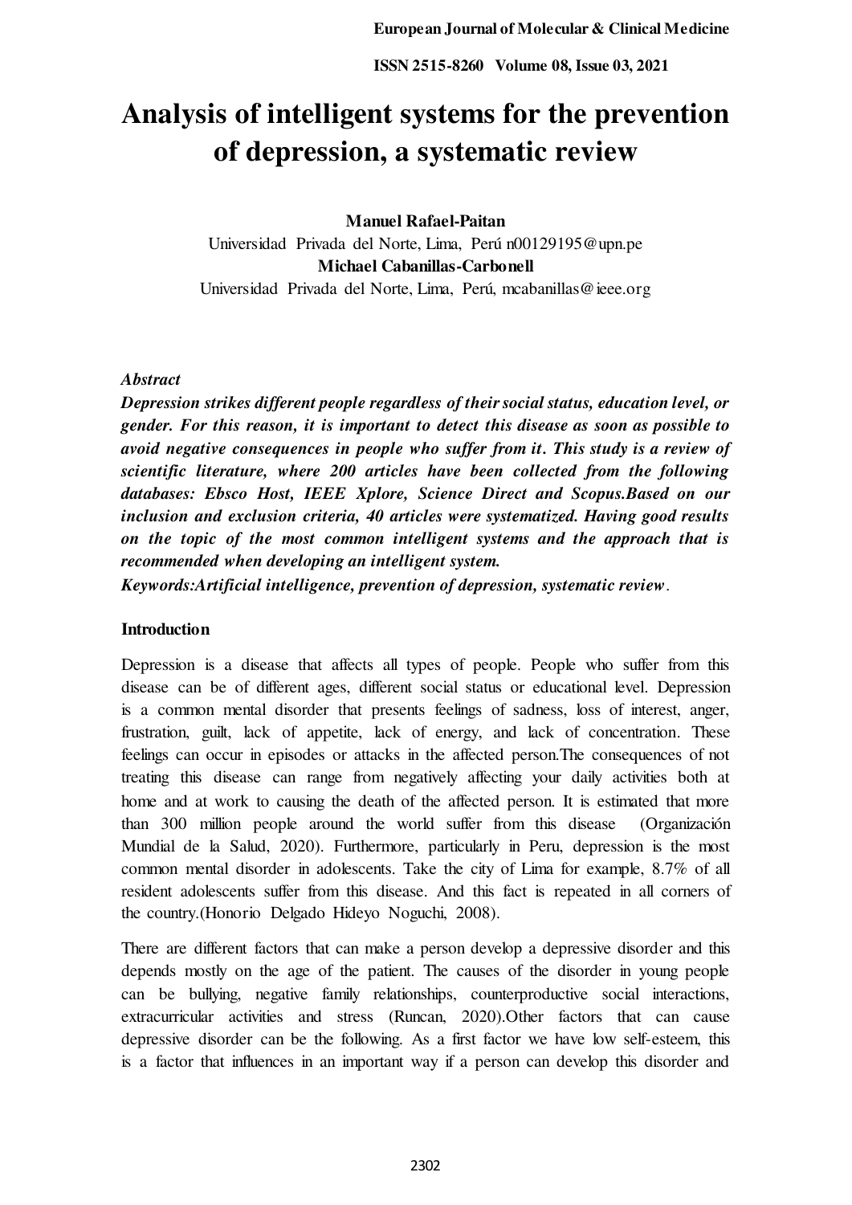# Analysis of intelligent systems for the prevention of depression, a systematic review

**Manuel Rafael-Paitan**
Universidad Privada del Norte, Lima, Perú n00129195@upn.pe
**Michael Cabanillas-Carbonell**
Universidad Privada del Norte, Lima, Perú, mcabanillas@ieee.org

***Abstract***

***Depression strikes different people regardless of their social status, education level, or gender. For this reason, it is important to detect this disease as soon as possible to avoid negative consequences in people who suffer from it. This study is a review of scientific literature, where 200 articles have been collected from the following databases: Ebsco Host, IEEE Xplore, Science Direct and Scopus.Based on our inclusion and exclusion criteria, 40 articles were systematized. Having good results on the topic of the most common intelligent systems and the approach that is recommended when developing an intelligent system.***

***Keywords:Artificial intelligence, prevention of depression, systematic review***.

## Introduction

Depression is a disease that affects all types of people. People who suffer from this disease can be of different ages, different social status or educational level. Depression is a common mental disorder that presents feelings of sadness, loss of interest, anger, frustration, guilt, lack of appetite, lack of energy, and lack of concentration. These feelings can occur in episodes or attacks in the affected person.The consequences of not treating this disease can range from negatively affecting your daily activities both at home and at work to causing the death of the affected person. It is estimated that more than 300 million people around the world suffer from this disease (Organización Mundial de la Salud, 2020). Furthermore, particularly in Peru, depression is the most common mental disorder in adolescents. Take the city of Lima for example, 8.7% of all resident adolescents suffer from this disease. And this fact is repeated in all corners of the country.(Honorio Delgado Hideyo Noguchi, 2008).

There are different factors that can make a person develop a depressive disorder and this depends mostly on the age of the patient. The causes of the disorder in young people can be bullying, negative family relationships, counterproductive social interactions, extracurricular activities and stress (Runcan, 2020).Other factors that can cause depressive disorder can be the following. As a first factor we have low self-esteem, this is a factor that influences in an important way if a person can develop this disorder and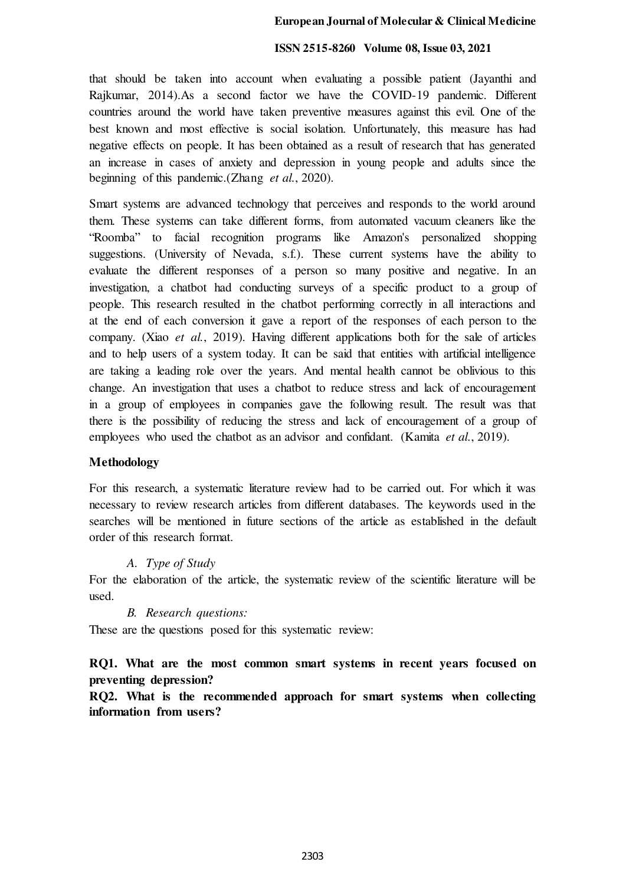that should be taken into account when evaluating a possible patient (Jayanthi and Rajkumar, 2014).As a second factor we have the COVID-19 pandemic. Different countries around the world have taken preventive measures against this evil. One of the best known and most effective is social isolation. Unfortunately, this measure has had negative effects on people. It has been obtained as a result of research that has generated an increase in cases of anxiety and depression in young people and adults since the beginning of this pandemic.(Zhang *et al.*, 2020).

Smart systems are advanced technology that perceives and responds to the world around them. These systems can take different forms, from automated vacuum cleaners like the "Roomba" to facial recognition programs like Amazon's personalized shopping suggestions. (University of Nevada, s.f.). These current systems have the ability to evaluate the different responses of a person so many positive and negative. In an investigation, a chatbot had conducting surveys of a specific product to a group of people. This research resulted in the chatbot performing correctly in all interactions and at the end of each conversion it gave a report of the responses of each person to the company. (Xiao *et al.*, 2019). Having different applications both for the sale of articles and to help users of a system today. It can be said that entities with artificial intelligence are taking a leading role over the years. And mental health cannot be oblivious to this change. An investigation that uses a chatbot to reduce stress and lack of encouragement in a group of employees in companies gave the following result. The result was that there is the possibility of reducing the stress and lack of encouragement of a group of employees who used the chatbot as an advisor and confidant. (Kamita *et al.*, 2019).

## Methodology

For this research, a systematic literature review had to be carried out. For which it was necessary to review research articles from different databases. The keywords used in the searches will be mentioned in future sections of the article as established in the default order of this research format.

*A. Type of Study*

For the elaboration of the article, the systematic review of the scientific literature will be used.

*B. Research questions:*

These are the questions posed for this systematic review:

**RQ1. What are the most common smart systems in recent years focused on preventing depression?**

**RQ2. What is the recommended approach for smart systems when collecting information from users?**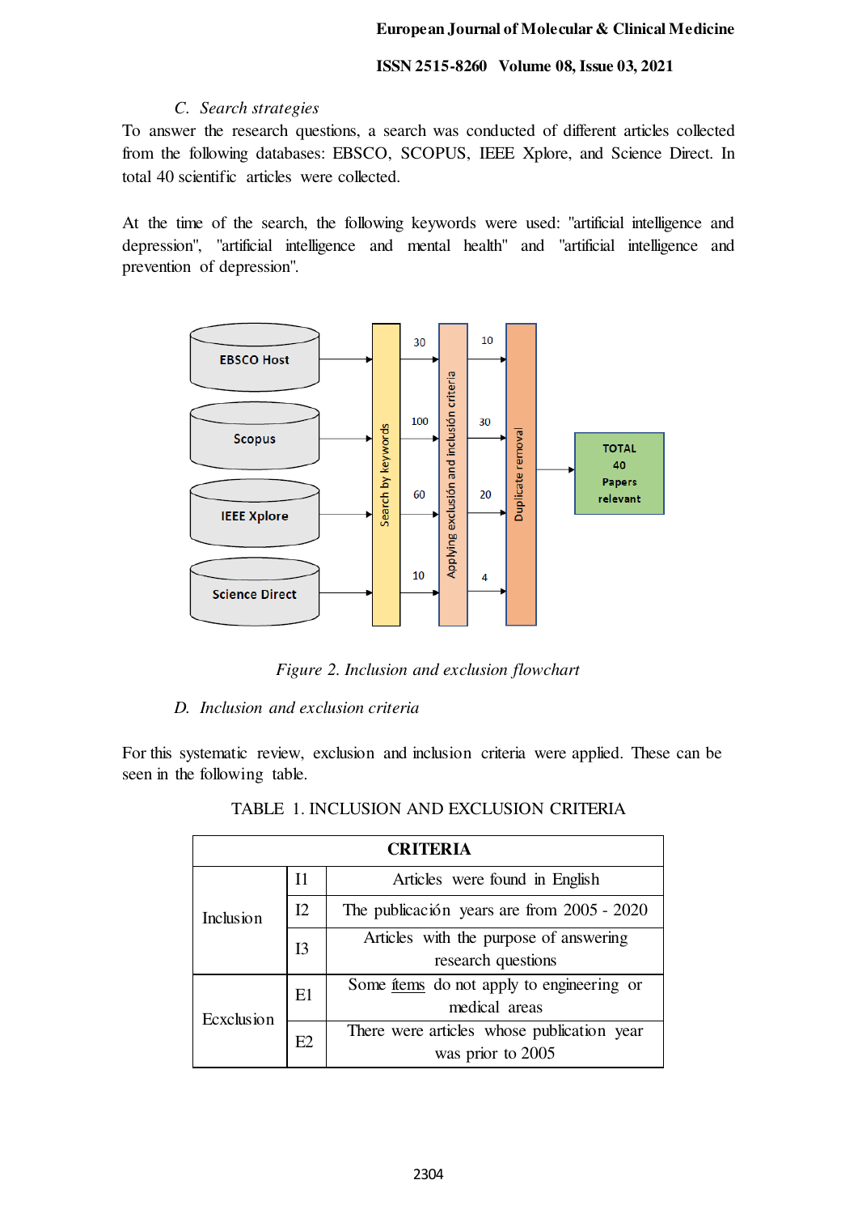### C. Search strategies

To answer the research questions, a search was conducted of different articles collected from the following databases: EBSCO, SCOPUS, IEEE Xplore, and Science Direct. In total 40 scientific articles were collected.

At the time of the search, the following keywords were used: "artificial intelligence and depression", "artificial intelligence and mental health" and "artificial intelligence and prevention of depression".

*Figure 2. Inclusion and exclusion flowchart*

### D. Inclusion and exclusion criteria

For this systematic review, exclusion and inclusion criteria were applied. These can be seen in the following table.

TABLE 1. INCLUSION AND EXCLUSION CRITERIA

| CRITERIA | | |
|---|---|---|
| Inclusion | I1 | Articles were found in English |
| | I2 | The publicación years are from 2005 - 2020 |
| | I3 | Articles with the purpose of answering research questions |
| Ecxclusion | E1 | Some ítems do not apply to engineering or medical areas |
| | E2 | There were articles whose publication year was prior to 2005 |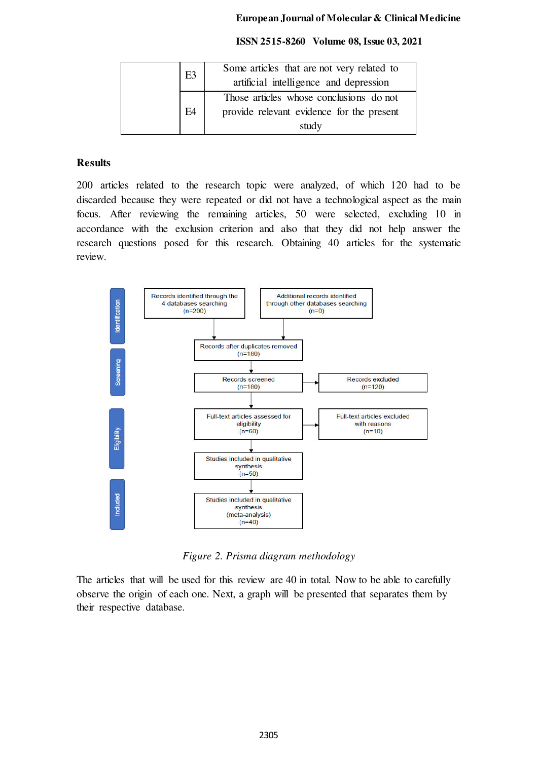|  | E3 | Some articles that are not very related to artificial intelligence and depression |
| --- | --- | --- |
|  | E4 | Those articles whose conclusions do not provide relevant evidence for the present study |

## Results

200 articles related to the research topic were analyzed, of which 120 had to be discarded because they were repeated or did not have a technological aspect as the main focus. After reviewing the remaining articles, 50 were selected, excluding 10 in accordance with the exclusion criterion and also that they did not help answer the research questions posed for this research. Obtaining 40 articles for the systematic review.

**Identification**

- Records identified through the 4 databases searching (n=200)
- Additional records identified through other databases searching (n=0)

**Screening**

- Records after duplicates removed (n=180)
- Records screened (n=180) → Records excluded (n=120)

**Eligibility**

- Full-text articles assessed for eligibility (n=60) → Full-text articles excluded with reasons (n=10)
- Studies included in qualitative synthesis (n=50)

**Included**

- Studies included in qualitative synthesis (meta-analysis) (n=40)

*Figure 2. Prisma diagram methodology*

The articles that will be used for this review are 40 in total. Now to be able to carefully observe the origin of each one. Next, a graph will be presented that separates them by their respective database.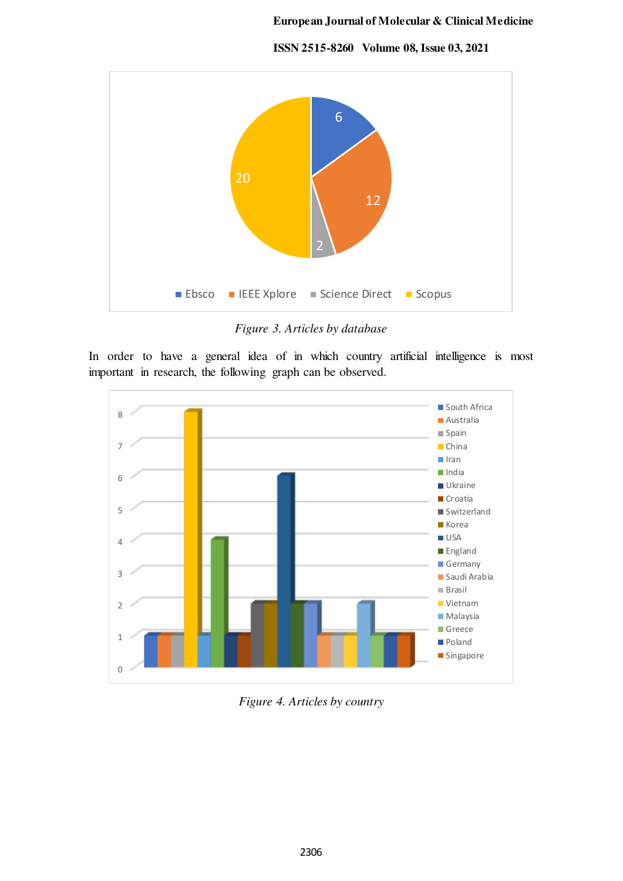*Figure 3. Articles by database*

In order to have a general idea of in which country artificial intelligence is most important in research, the following graph can be observed.

*Figure 4. Articles by country*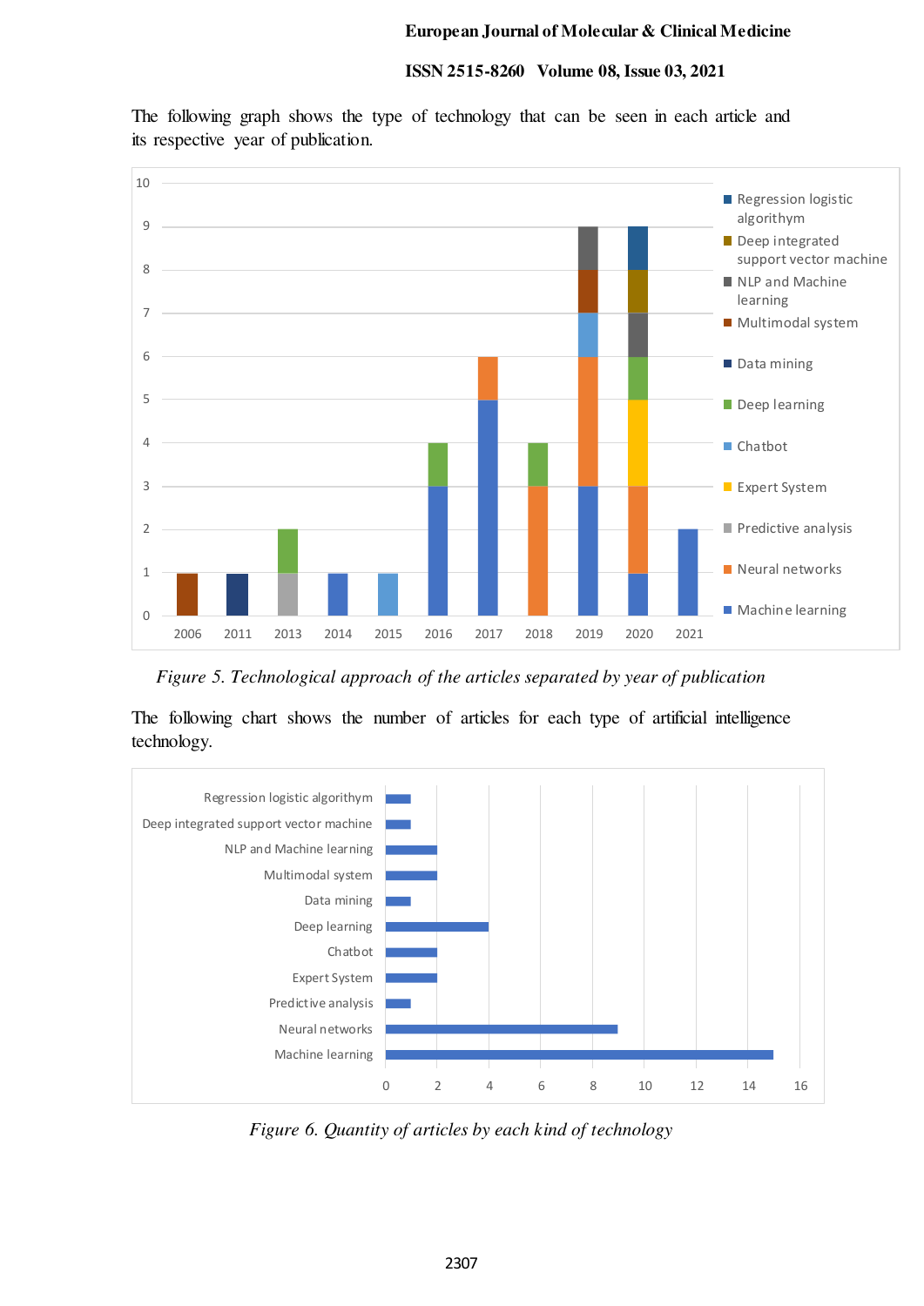The following graph shows the type of technology that can be seen in each article and its respective year of publication.

Figure 5. Technological approach of the articles separated by year of publication

The following chart shows the number of articles for each type of artificial intelligence technology.

Figure 6. Quantity of articles by each kind of technology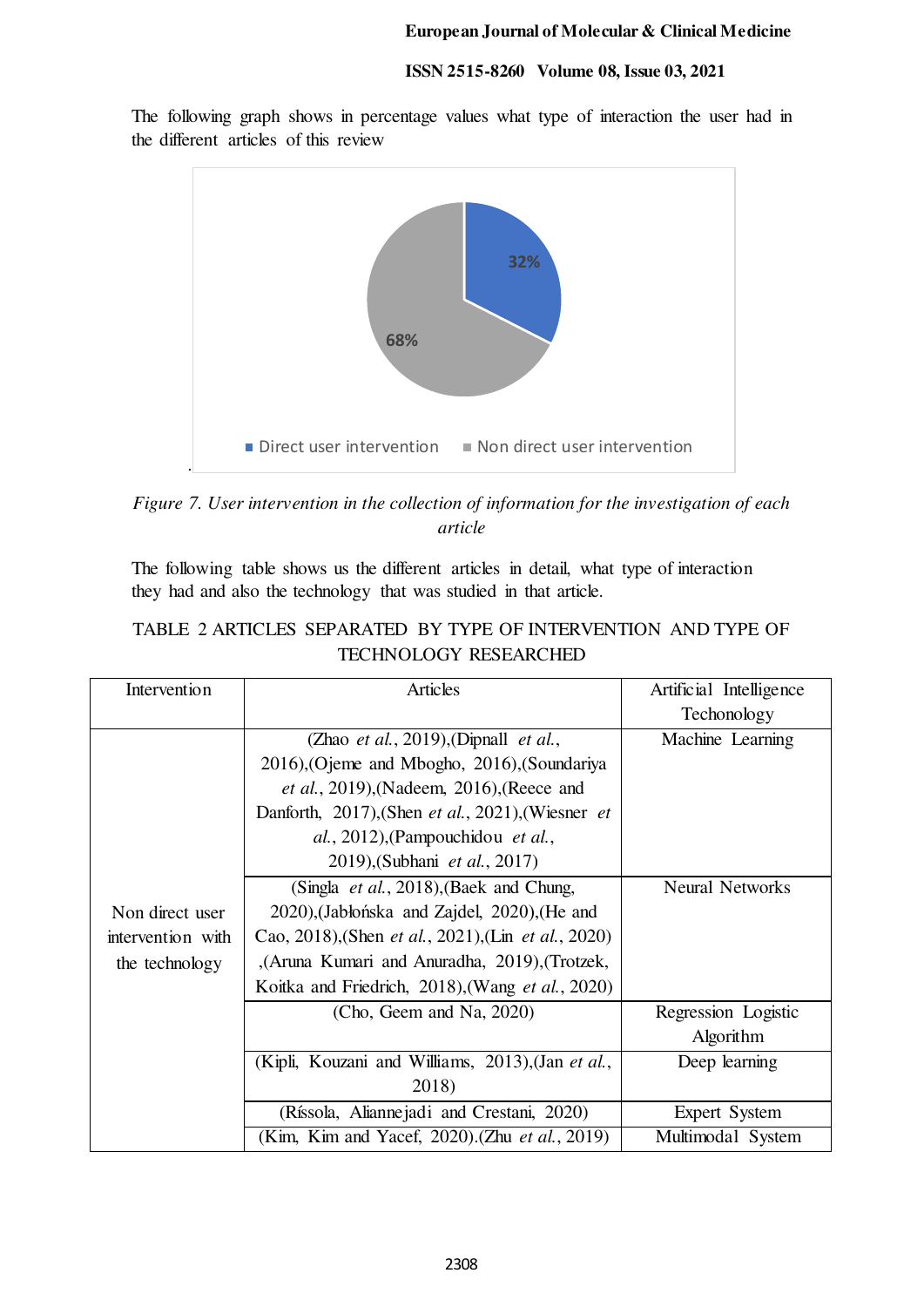The following graph shows in percentage values what type of interaction the user had in the different articles of this review

*Figure 7. User intervention in the collection of information for the investigation of each article*

The following table shows us the different articles in detail, what type of interaction they had and also the technology that was studied in that article.

TABLE 2 ARTICLES SEPARATED BY TYPE OF INTERVENTION AND TYPE OF TECHNOLOGY RESEARCHED

| Intervention | Articles | Artificial Intelligence Techonology |
|---|---|---|
| Non direct user intervention with the technology | (Zhao *et al.*, 2019),(Dipnall *et al.*, 2016),(Ojeme and Mbogho, 2016),(Soundariya *et al.*, 2019),(Nadeem, 2016),(Reece and Danforth, 2017),(Shen *et al.*, 2021),(Wiesner *et al.*, 2012),(Pampouchidou *et al.*, 2019),(Subhani *et al.*, 2017) | Machine Learning |
| | (Singla *et al.*, 2018),(Baek and Chung, 2020),(Jabłońska and Zajdel, 2020),(He and Cao, 2018),(Shen *et al.*, 2021),(Lin *et al.*, 2020) ,(Aruna Kumari and Anuradha, 2019),(Trotzek, Koitka and Friedrich, 2018),(Wang *et al.*, 2020) | Neural Networks |
| | (Cho, Geem and Na, 2020) | Regression Logistic Algorithm |
| | (Kipli, Kouzani and Williams, 2013),(Jan *et al.*, 2018) | Deep learning |
| | (Ríssola, Aliannejadi and Crestani, 2020) | Expert System |
| | (Kim, Kim and Yacef, 2020).(Zhu *et al.*, 2019) | Multimodal System |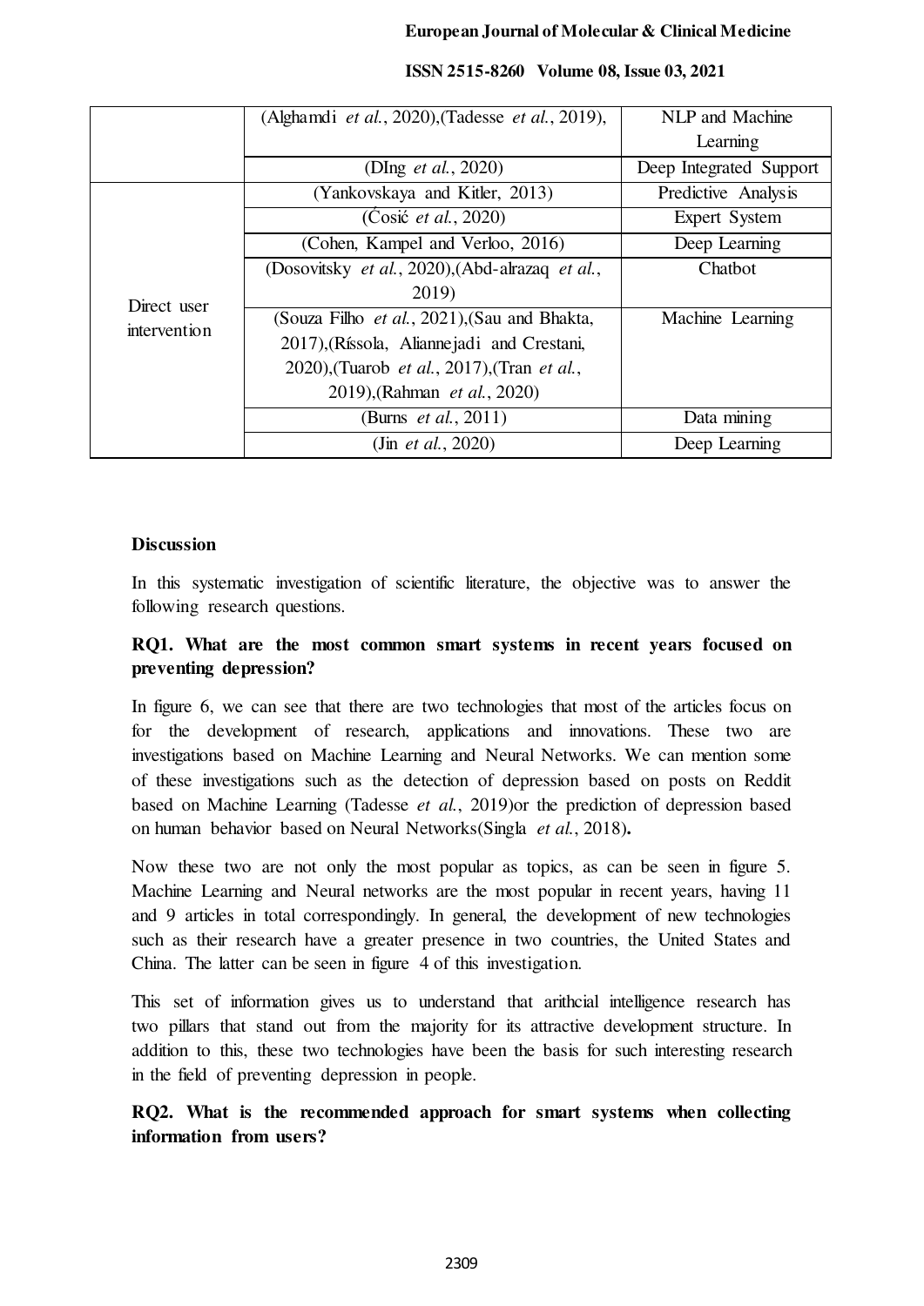| | | |
|---|---|---|
| | (Alghamdi *et al.*, 2020),(Tadesse *et al.*, 2019), | NLP and Machine Learning |
| | (DIng *et al.*, 2020) | Deep Integrated Support |
| Direct user intervention | (Yankovskaya and Kitler, 2013) | Predictive Analysis |
| | (Ćosić *et al.*, 2020) | Expert System |
| | (Cohen, Kampel and Verloo, 2016) | Deep Learning |
| | (Dosovitsky *et al.*, 2020),(Abd-alrazaq *et al.*, 2019) | Chatbot |
| | (Souza Filho *et al.*, 2021),(Sau and Bhakta, 2017),(Ríssola, Aliannejadi and Crestani, 2020),(Tuarob *et al.*, 2017),(Tran *et al.*, 2019),(Rahman *et al.*, 2020) | Machine Learning |
| | (Burns *et al.*, 2011) | Data mining |
| | (Jin *et al.*, 2020) | Deep Learning |

## Discussion

In this systematic investigation of scientific literature, the objective was to answer the following research questions.

### RQ1. What are the most common smart systems in recent years focused on preventing depression?

In figure 6, we can see that there are two technologies that most of the articles focus on for the development of research, applications and innovations. These two are investigations based on Machine Learning and Neural Networks. We can mention some of these investigations such as the detection of depression based on posts on Reddit based on Machine Learning (Tadesse *et al.*, 2019)or the prediction of depression based on human behavior based on Neural Networks(Singla *et al.*, 2018)**.**

Now these two are not only the most popular as topics, as can be seen in figure 5. Machine Learning and Neural networks are the most popular in recent years, having 11 and 9 articles in total correspondingly. In general, the development of new technologies such as their research have a greater presence in two countries, the United States and China. The latter can be seen in figure 4 of this investigation.

This set of information gives us to understand that arithcial intelligence research has two pillars that stand out from the majority for its attractive development structure. In addition to this, these two technologies have been the basis for such interesting research in the field of preventing depression in people.

### RQ2. What is the recommended approach for smart systems when collecting information from users?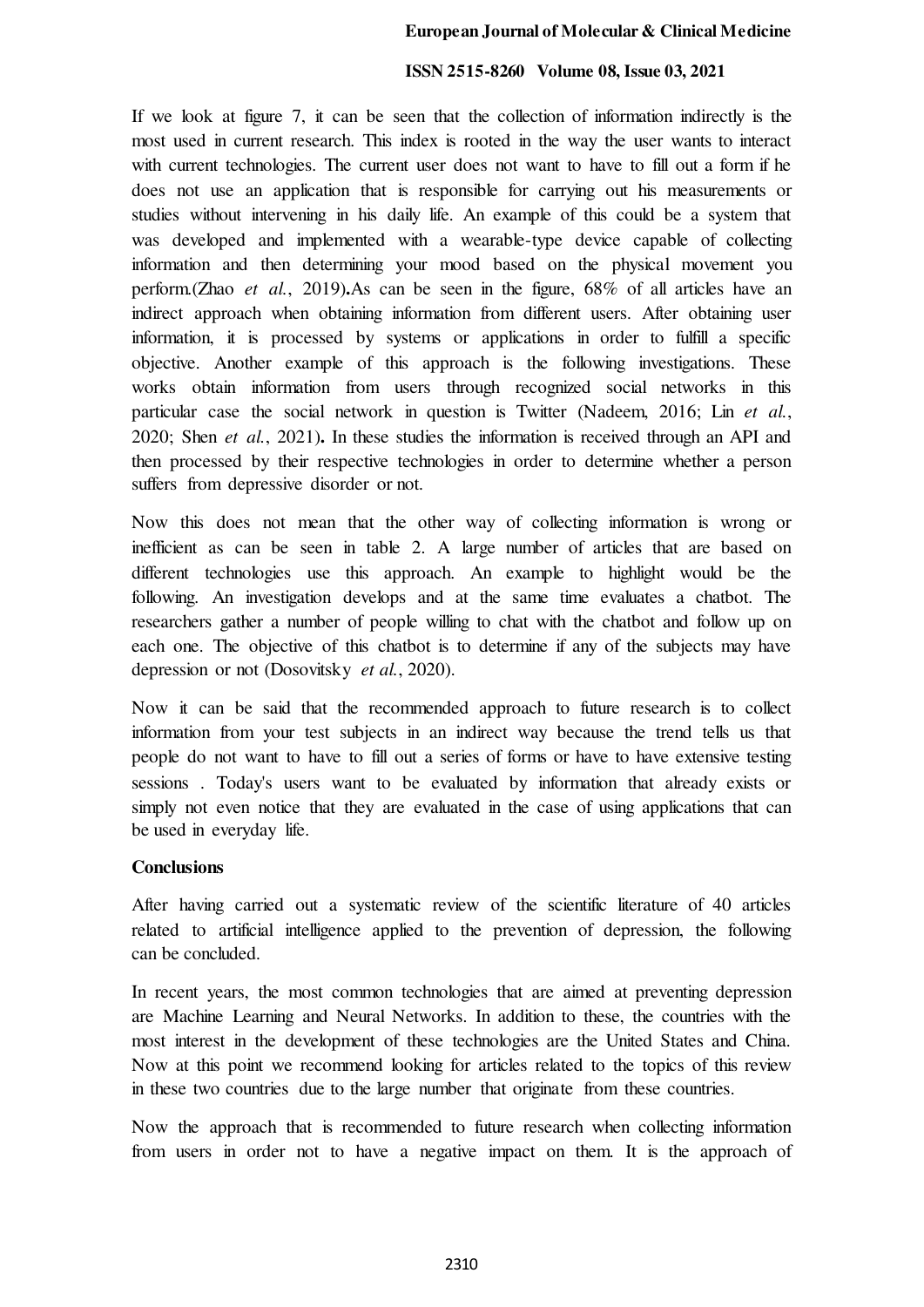If we look at figure 7, it can be seen that the collection of information indirectly is the most used in current research. This index is rooted in the way the user wants to interact with current technologies. The current user does not want to have to fill out a form if he does not use an application that is responsible for carrying out his measurements or studies without intervening in his daily life. An example of this could be a system that was developed and implemented with a wearable-type device capable of collecting information and then determining your mood based on the physical movement you perform.(Zhao *et al.*, 2019)**.**As can be seen in the figure, 68% of all articles have an indirect approach when obtaining information from different users. After obtaining user information, it is processed by systems or applications in order to fulfill a specific objective. Another example of this approach is the following investigations. These works obtain information from users through recognized social networks in this particular case the social network in question is Twitter (Nadeem, 2016; Lin *et al.*, 2020; Shen *et al.*, 2021)**.** In these studies the information is received through an API and then processed by their respective technologies in order to determine whether a person suffers from depressive disorder or not.

Now this does not mean that the other way of collecting information is wrong or inefficient as can be seen in table 2. A large number of articles that are based on different technologies use this approach. An example to highlight would be the following. An investigation develops and at the same time evaluates a chatbot. The researchers gather a number of people willing to chat with the chatbot and follow up on each one. The objective of this chatbot is to determine if any of the subjects may have depression or not (Dosovitsky *et al.*, 2020).

Now it can be said that the recommended approach to future research is to collect information from your test subjects in an indirect way because the trend tells us that people do not want to have to fill out a series of forms or have to have extensive testing sessions . Today's users want to be evaluated by information that already exists or simply not even notice that they are evaluated in the case of using applications that can be used in everyday life.

## Conclusions

After having carried out a systematic review of the scientific literature of 40 articles related to artificial intelligence applied to the prevention of depression, the following can be concluded.

In recent years, the most common technologies that are aimed at preventing depression are Machine Learning and Neural Networks. In addition to these, the countries with the most interest in the development of these technologies are the United States and China. Now at this point we recommend looking for articles related to the topics of this review in these two countries due to the large number that originate from these countries.

Now the approach that is recommended to future research when collecting information from users in order not to have a negative impact on them. It is the approach of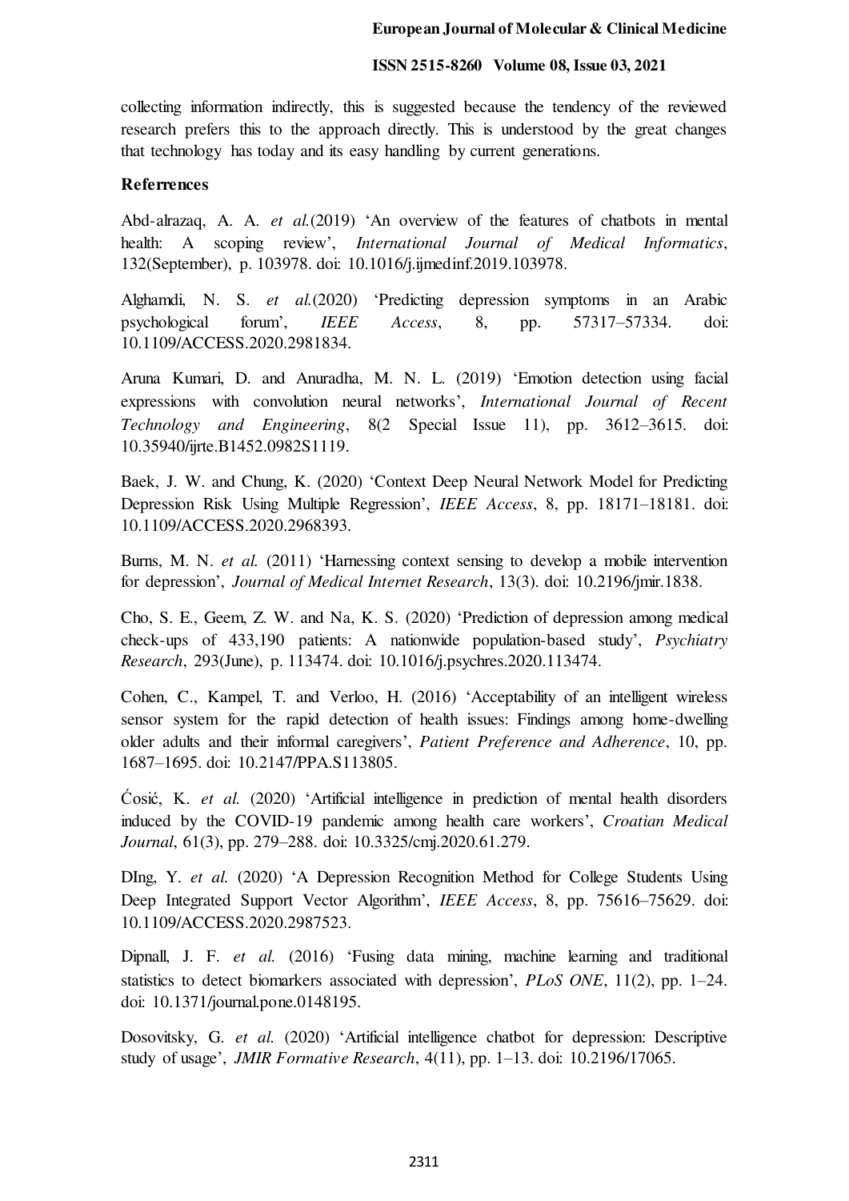collecting information indirectly, this is suggested because the tendency of the reviewed research prefers this to the approach directly. This is understood by the great changes that technology has today and its easy handling by current generations.

## Referrences

Abd-alrazaq, A. A. *et al.*(2019) 'An overview of the features of chatbots in mental health: A scoping review', *International Journal of Medical Informatics*, 132(September), p. 103978. doi: 10.1016/j.ijmedinf.2019.103978.

Alghamdi, N. S. *et al.*(2020) 'Predicting depression symptoms in an Arabic psychological forum', *IEEE Access*, 8, pp. 57317–57334. doi: 10.1109/ACCESS.2020.2981834.

Aruna Kumari, D. and Anuradha, M. N. L. (2019) 'Emotion detection using facial expressions with convolution neural networks', *International Journal of Recent Technology and Engineering*, 8(2 Special Issue 11), pp. 3612–3615. doi: 10.35940/ijrte.B1452.0982S1119.

Baek, J. W. and Chung, K. (2020) 'Context Deep Neural Network Model for Predicting Depression Risk Using Multiple Regression', *IEEE Access*, 8, pp. 18171–18181. doi: 10.1109/ACCESS.2020.2968393.

Burns, M. N. *et al.* (2011) 'Harnessing context sensing to develop a mobile intervention for depression', *Journal of Medical Internet Research*, 13(3). doi: 10.2196/jmir.1838.

Cho, S. E., Geem, Z. W. and Na, K. S. (2020) 'Prediction of depression among medical check-ups of 433,190 patients: A nationwide population-based study', *Psychiatry Research*, 293(June), p. 113474. doi: 10.1016/j.psychres.2020.113474.

Cohen, C., Kampel, T. and Verloo, H. (2016) 'Acceptability of an intelligent wireless sensor system for the rapid detection of health issues: Findings among home-dwelling older adults and their informal caregivers', *Patient Preference and Adherence*, 10, pp. 1687–1695. doi: 10.2147/PPA.S113805.

Ćosić, K. *et al.* (2020) 'Artificial intelligence in prediction of mental health disorders induced by the COVID-19 pandemic among health care workers', *Croatian Medical Journal*, 61(3), pp. 279–288. doi: 10.3325/cmj.2020.61.279.

DIng, Y. *et al.* (2020) 'A Depression Recognition Method for College Students Using Deep Integrated Support Vector Algorithm', *IEEE Access*, 8, pp. 75616–75629. doi: 10.1109/ACCESS.2020.2987523.

Dipnall, J. F. *et al.* (2016) 'Fusing data mining, machine learning and traditional statistics to detect biomarkers associated with depression', *PLoS ONE*, 11(2), pp. 1–24. doi: 10.1371/journal.pone.0148195.

Dosovitsky, G. *et al.* (2020) 'Artificial intelligence chatbot for depression: Descriptive study of usage', *JMIR Formative Research*, 4(11), pp. 1–13. doi: 10.2196/17065.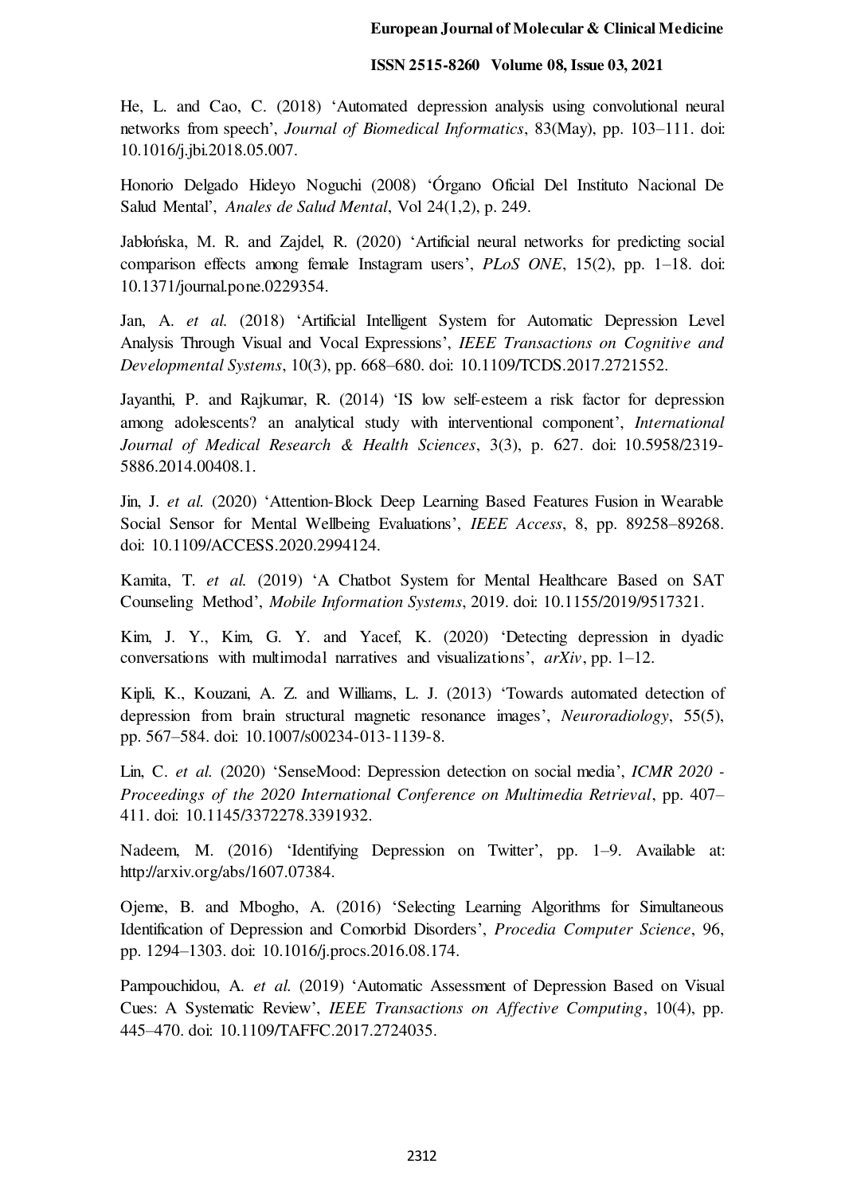He, L. and Cao, C. (2018) ‘Automated depression analysis using convolutional neural networks from speech’, *Journal of Biomedical Informatics*, 83(May), pp. 103–111. doi: 10.1016/j.jbi.2018.05.007.

Honorio Delgado Hideyo Noguchi (2008) ‘Órgano Oficial Del Instituto Nacional De Salud Mental’, *Anales de Salud Mental*, Vol 24(1,2), p. 249.

Jabłońska, M. R. and Zajdel, R. (2020) ‘Artificial neural networks for predicting social comparison effects among female Instagram users’, *PLoS ONE*, 15(2), pp. 1–18. doi: 10.1371/journal.pone.0229354.

Jan, A. *et al.* (2018) ‘Artificial Intelligent System for Automatic Depression Level Analysis Through Visual and Vocal Expressions’, *IEEE Transactions on Cognitive and Developmental Systems*, 10(3), pp. 668–680. doi: 10.1109/TCDS.2017.2721552.

Jayanthi, P. and Rajkumar, R. (2014) ‘IS low self-esteem a risk factor for depression among adolescents? an analytical study with interventional component’, *International Journal of Medical Research & Health Sciences*, 3(3), p. 627. doi: 10.5958/2319-5886.2014.00408.1.

Jin, J. *et al.* (2020) ‘Attention-Block Deep Learning Based Features Fusion in Wearable Social Sensor for Mental Wellbeing Evaluations’, *IEEE Access*, 8, pp. 89258–89268. doi: 10.1109/ACCESS.2020.2994124.

Kamita, T. *et al.* (2019) ‘A Chatbot System for Mental Healthcare Based on SAT Counseling Method’, *Mobile Information Systems*, 2019. doi: 10.1155/2019/9517321.

Kim, J. Y., Kim, G. Y. and Yacef, K. (2020) ‘Detecting depression in dyadic conversations with multimodal narratives and visualizations’, *arXiv*, pp. 1–12.

Kipli, K., Kouzani, A. Z. and Williams, L. J. (2013) ‘Towards automated detection of depression from brain structural magnetic resonance images’, *Neuroradiology*, 55(5), pp. 567–584. doi: 10.1007/s00234-013-1139-8.

Lin, C. *et al.* (2020) ‘SenseMood: Depression detection on social media’, *ICMR 2020 - Proceedings of the 2020 International Conference on Multimedia Retrieval*, pp. 407–411. doi: 10.1145/3372278.3391932.

Nadeem, M. (2016) ‘Identifying Depression on Twitter’, pp. 1–9. Available at: http://arxiv.org/abs/1607.07384.

Ojeme, B. and Mbogho, A. (2016) ‘Selecting Learning Algorithms for Simultaneous Identification of Depression and Comorbid Disorders’, *Procedia Computer Science*, 96, pp. 1294–1303. doi: 10.1016/j.procs.2016.08.174.

Pampouchidou, A. *et al.* (2019) ‘Automatic Assessment of Depression Based on Visual Cues: A Systematic Review’, *IEEE Transactions on Affective Computing*, 10(4), pp. 445–470. doi: 10.1109/TAFFC.2017.2724035.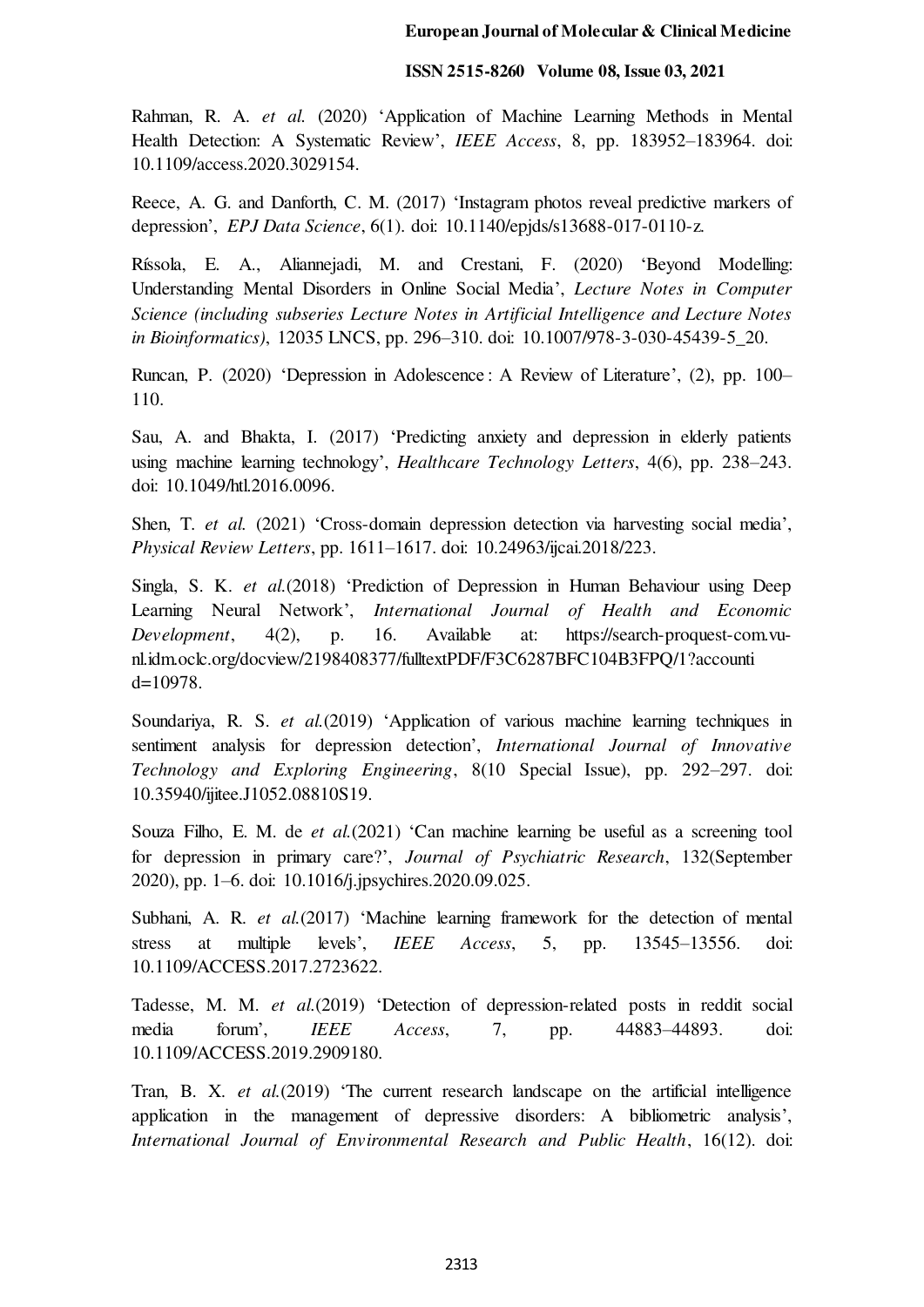Rahman, R. A. *et al.* (2020) 'Application of Machine Learning Methods in Mental Health Detection: A Systematic Review', *IEEE Access*, 8, pp. 183952–183964. doi: 10.1109/access.2020.3029154.

Reece, A. G. and Danforth, C. M. (2017) 'Instagram photos reveal predictive markers of depression', *EPJ Data Science*, 6(1). doi: 10.1140/epjds/s13688-017-0110-z.

Ríssola, E. A., Aliannejadi, M. and Crestani, F. (2020) 'Beyond Modelling: Understanding Mental Disorders in Online Social Media', *Lecture Notes in Computer Science (including subseries Lecture Notes in Artificial Intelligence and Lecture Notes in Bioinformatics)*, 12035 LNCS, pp. 296–310. doi: 10.1007/978-3-030-45439-5_20.

Runcan, P. (2020) 'Depression in Adolescence : A Review of Literature', (2), pp. 100–110.

Sau, A. and Bhakta, I. (2017) 'Predicting anxiety and depression in elderly patients using machine learning technology', *Healthcare Technology Letters*, 4(6), pp. 238–243. doi: 10.1049/htl.2016.0096.

Shen, T. *et al.* (2021) 'Cross-domain depression detection via harvesting social media', *Physical Review Letters*, pp. 1611–1617. doi: 10.24963/ijcai.2018/223.

Singla, S. K. *et al.*(2018) 'Prediction of Depression in Human Behaviour using Deep Learning Neural Network', *International Journal of Health and Economic Development*, 4(2), p. 16. Available at: https://search-proquest-com.vu-nl.idm.oclc.org/docview/2198408377/fulltextPDF/F3C6287BFC104B3FPQ/1?accountid=10978.

Soundariya, R. S. *et al.*(2019) 'Application of various machine learning techniques in sentiment analysis for depression detection', *International Journal of Innovative Technology and Exploring Engineering*, 8(10 Special Issue), pp. 292–297. doi: 10.35940/ijitee.J1052.08810S19.

Souza Filho, E. M. de *et al.*(2021) 'Can machine learning be useful as a screening tool for depression in primary care?', *Journal of Psychiatric Research*, 132(September 2020), pp. 1–6. doi: 10.1016/j.jpsychires.2020.09.025.

Subhani, A. R. *et al.*(2017) 'Machine learning framework for the detection of mental stress at multiple levels', *IEEE Access*, 5, pp. 13545–13556. doi: 10.1109/ACCESS.2017.2723622.

Tadesse, M. M. *et al.*(2019) 'Detection of depression-related posts in reddit social media forum', *IEEE Access*, 7, pp. 44883–44893. doi: 10.1109/ACCESS.2019.2909180.

Tran, B. X. *et al.*(2019) 'The current research landscape on the artificial intelligence application in the management of depressive disorders: A bibliometric analysis', *International Journal of Environmental Research and Public Health*, 16(12). doi: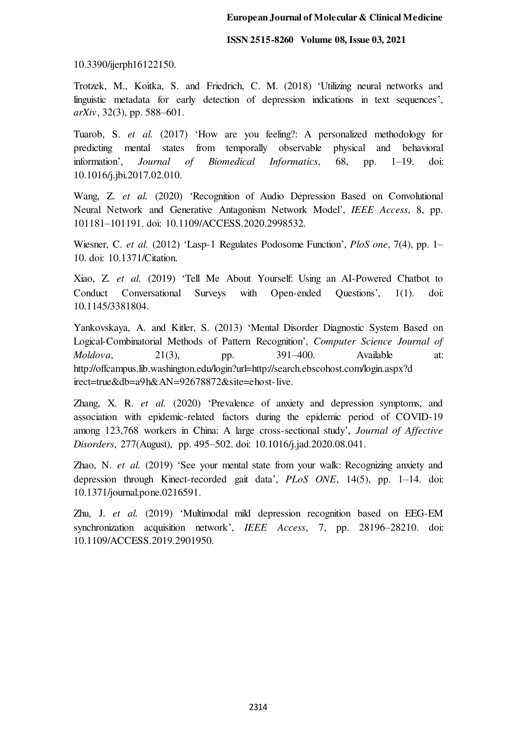10.3390/ijerph16122150.

Trotzek, M., Koitka, S. and Friedrich, C. M. (2018) 'Utilizing neural networks and linguistic metadata for early detection of depression indications in text sequences', *arXiv*, 32(3), pp. 588–601.

Tuarob, S. *et al.* (2017) 'How are you feeling?: A personalized methodology for predicting mental states from temporally observable physical and behavioral information', *Journal of Biomedical Informatics*, 68, pp. 1–19. doi: 10.1016/j.jbi.2017.02.010.

Wang, Z. *et al.* (2020) 'Recognition of Audio Depression Based on Convolutional Neural Network and Generative Antagonism Network Model', *IEEE Access*, 8, pp. 101181–101191. doi: 10.1109/ACCESS.2020.2998532.

Wiesner, C. *et al.* (2012) 'Lasp-1 Regulates Podosome Function', *PloS one*, 7(4), pp. 1–10. doi: 10.1371/Citation.

Xiao, Z. *et al.* (2019) 'Tell Me About Yourself: Using an AI-Powered Chatbot to Conduct Conversational Surveys with Open-ended Questions', 1(1). doi: 10.1145/3381804.

Yankovskaya, A. and Kitler, S. (2013) 'Mental Disorder Diagnostic System Based on Logical-Combinatorial Methods of Pattern Recognition', *Computer Science Journal of Moldova*, 21(3), pp. 391–400. Available at: http://offcampus.lib.washington.edu/login?url=http://search.ebscohost.com/login.aspx?direct=true&db=a9h&AN=92678872&site=ehost-live.

Zhang, X. R. *et al.* (2020) 'Prevalence of anxiety and depression symptoms, and association with epidemic-related factors during the epidemic period of COVID-19 among 123,768 workers in China: A large cross-sectional study', *Journal of Affective Disorders*, 277(August), pp. 495–502. doi: 10.1016/j.jad.2020.08.041.

Zhao, N. *et al.* (2019) 'See your mental state from your walk: Recognizing anxiety and depression through Kinect-recorded gait data', *PLoS ONE*, 14(5), pp. 1–14. doi: 10.1371/journal.pone.0216591.

Zhu, J. *et al.* (2019) 'Multimodal mild depression recognition based on EEG-EM synchronization acquisition network', *IEEE Access*, 7, pp. 28196–28210. doi: 10.1109/ACCESS.2019.2901950.